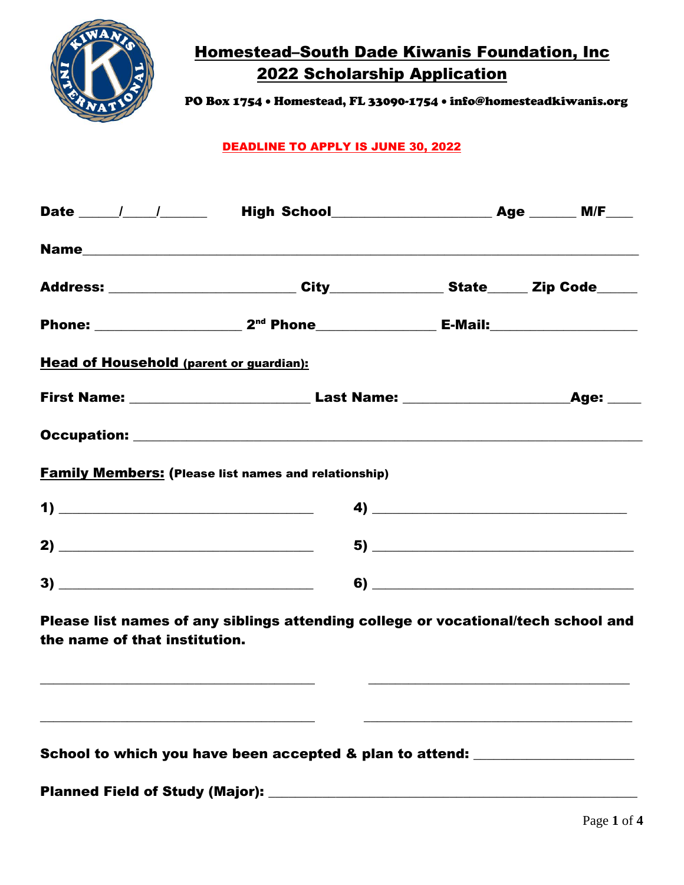# Homestead–South Dade Kiwanis Foundation, Inc
## 2022 Scholarship Application

PO Box 1754 • Homestead, FL 33090-1754 • info@homesteadkiwanis.org

**DEADLINE TO APPLY IS JUNE 30, 2022**

**Date** _____/_____/______ **High School**______________________ **Age** ______ **M/F**____

**Name**_____________________________________________________________________________

**Address:** _________________________ **City**_______________ **State**_____ **Zip Code**_____

**Phone:** ____________________ **2nd Phone**________________ **E-Mail:**____________________

**Head of Household (parent or guardian):**

**First Name:** ________________________ **Last Name:** ______________________**Age:** _____

**Occupation:** ______________________________________________________________________

**Family Members: (Please list names and relationship)**

**1)** ___________________________________ **4)** ___________________________________

**2)** ___________________________________ **5)** ___________________________________

**3)** ___________________________________ **6)** ___________________________________

**Please list names of any siblings attending college or vocational/tech school and the name of that institution.**

_____________________________________ _____________________________________

_____________________________________ _____________________________________

**School to which you have been accepted & plan to attend:** ______________________

**Planned Field of Study (Major):** __________________________________________________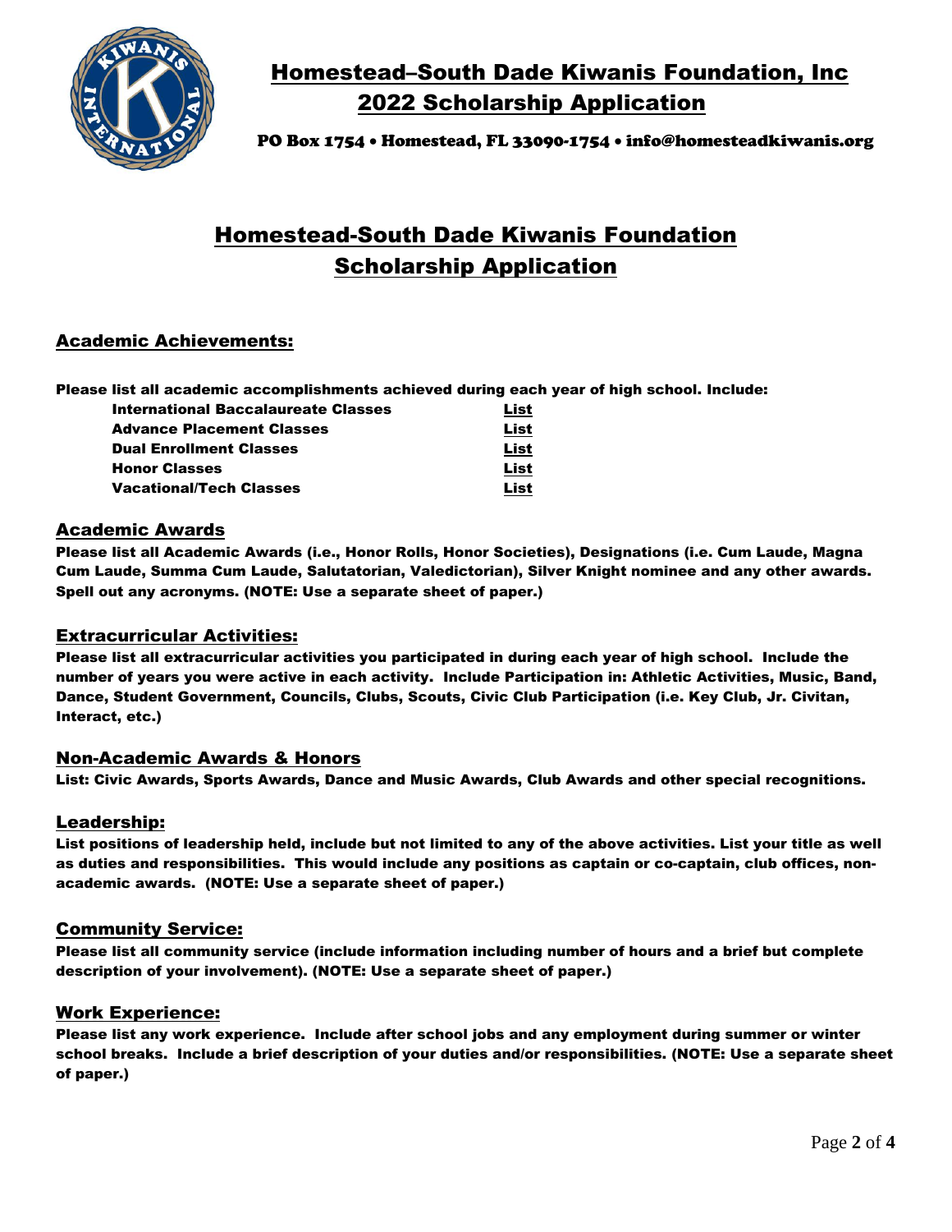# Homestead–South Dade Kiwanis Foundation, Inc
# 2022 Scholarship Application

PO Box 1754 • Homestead, FL 33090-1754 • info@homesteadkiwanis.org

## Homestead-South Dade Kiwanis Foundation Scholarship Application

### Academic Achievements:

**Please list all academic accomplishments achieved during each year of high school. Include:**

| | |
|---|---|
| **International Baccalaureate Classes** | **List** |
| **Advance Placement Classes** | **List** |
| **Dual Enrollment Classes** | **List** |
| **Honor Classes** | **List** |
| **Vacational/Tech Classes** | **List** |

### Academic Awards

**Please list all Academic Awards (i.e., Honor Rolls, Honor Societies), Designations (i.e. Cum Laude, Magna Cum Laude, Summa Cum Laude, Salutatorian, Valedictorian), Silver Knight nominee and any other awards. Spell out any acronyms. (NOTE: Use a separate sheet of paper.)**

### Extracurricular Activities:

**Please list all extracurricular activities you participated in during each year of high school. Include the number of years you were active in each activity. Include Participation in: Athletic Activities, Music, Band, Dance, Student Government, Councils, Clubs, Scouts, Civic Club Participation (i.e. Key Club, Jr. Civitan, Interact, etc.)**

### Non-Academic Awards & Honors

**List: Civic Awards, Sports Awards, Dance and Music Awards, Club Awards and other special recognitions.**

### Leadership:

**List positions of leadership held, include but not limited to any of the above activities. List your title as well as duties and responsibilities. This would include any positions as captain or co-captain, club offices, non-academic awards. (NOTE: Use a separate sheet of paper.)**

### Community Service:

**Please list all community service (include information including number of hours and a brief but complete description of your involvement). (NOTE: Use a separate sheet of paper.)**

### Work Experience:

**Please list any work experience. Include after school jobs and any employment during summer or winter school breaks. Include a brief description of your duties and/or responsibilities. (NOTE: Use a separate sheet of paper.)**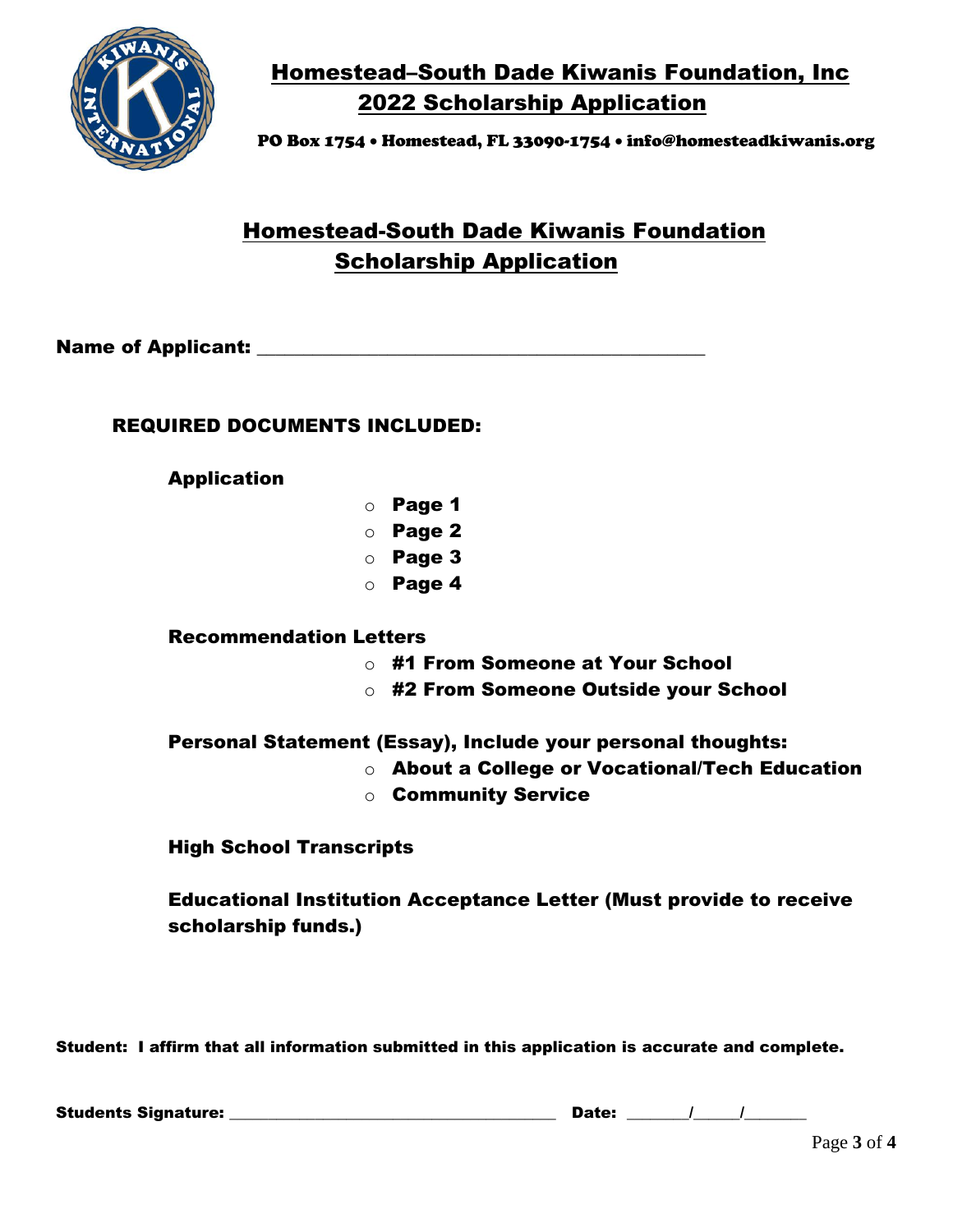# Homestead–South Dade Kiwanis Foundation, Inc
## 2022 Scholarship Application

PO Box 1754 • Homestead, FL 33090-1754 • info@homesteadkiwanis.org

## Homestead-South Dade Kiwanis Foundation Scholarship Application

**Name of Applicant:** ___________________________________________

**REQUIRED DOCUMENTS INCLUDED:**

**Application**

- **Page 1**
- **Page 2**
- **Page 3**
- **Page 4**

**Recommendation Letters**

- **#1 From Someone at Your School**
- **#2 From Someone Outside your School**

**Personal Statement (Essay), Include your personal thoughts:**

- **About a College or Vocational/Tech Education**
- **Community Service**

**High School Transcripts**

**Educational Institution Acceptance Letter (Must provide to receive scholarship funds.)**

**Student: I affirm that all information submitted in this application is accurate and complete.**

**Students Signature:** ____________________________________ **Date:** _______/_____/_______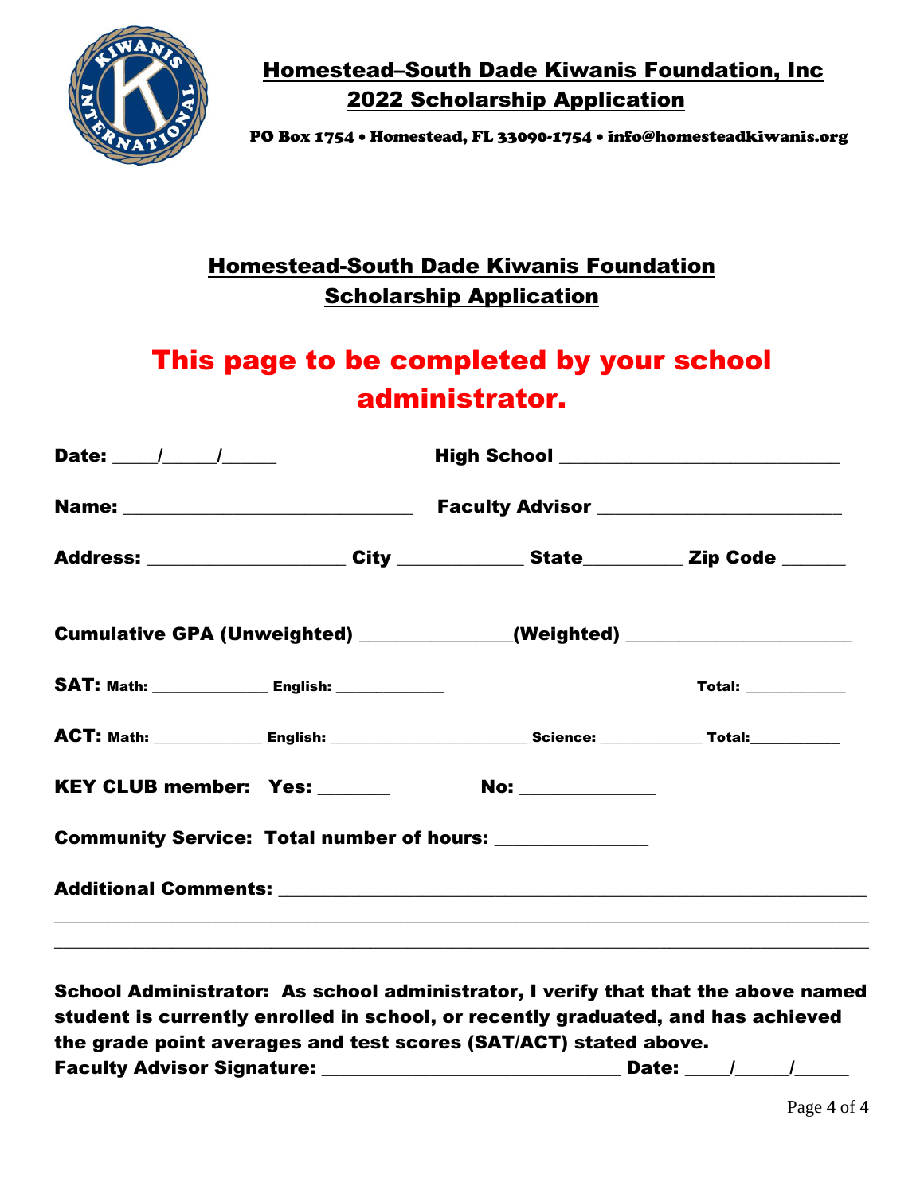# Homestead–South Dade Kiwanis Foundation, Inc
# 2022 Scholarship Application

PO Box 1754 • Homestead, FL 33090-1754 • info@homesteadkiwanis.org

## Homestead-South Dade Kiwanis Foundation
## Scholarship Application

## This page to be completed by your school administrator.

**Date:** ____/_____/_____ **High School** ____________________________

**Name:** ____________________________ **Faculty Advisor** ________________________

**Address:** ___________________ **City** ____________ **State**_________ **Zip Code** ______

**Cumulative GPA (Unweighted)** ______________**(Weighted)** ______________________

**SAT: Math:** ______________ **English:** ______________ **Total:** ____________

**ACT: Math:** _____________ **English:** ________________________ **Science:** ____________ **Total:**___________

**KEY CLUB member: Yes:** _______ **No:** ______________

**Community Service: Total number of hours:** _______________

**Additional Comments:** ____________________________________________________________

______________________________________________________________________________

______________________________________________________________________________

**School Administrator: As school administrator, I verify that that the above named student is currently enrolled in school, or recently graduated, and has achieved the grade point averages and test scores (SAT/ACT) stated above.**

**Faculty Advisor Signature:** ______________________________ **Date:** ____/_____/_____